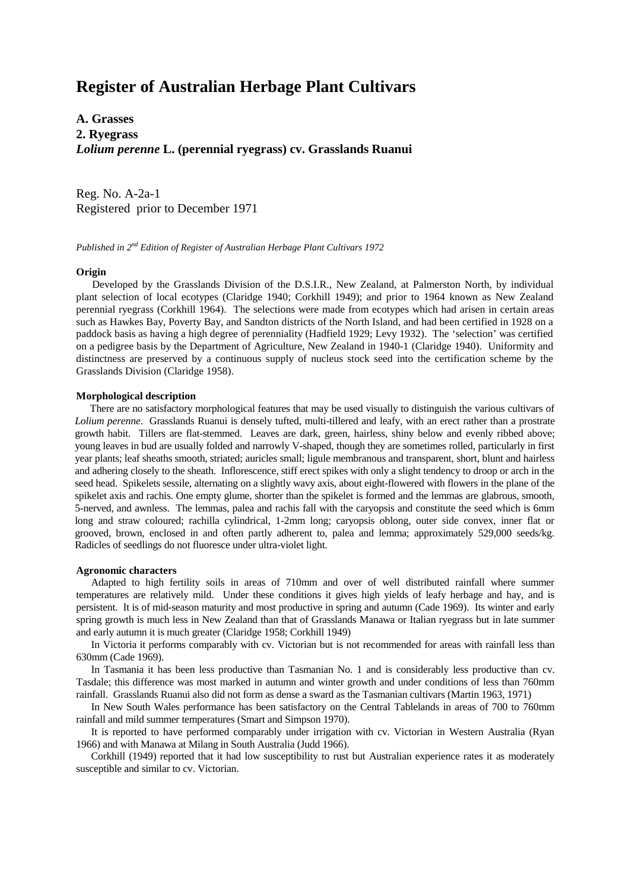# Register of Australian Herbage Plant Cultivars

**A. Grasses**
**2. Ryegrass**
***Lolium perenne* L. (perennial ryegrass) cv. Grasslands Ruanui**

Reg. No. A-2a-1
Registered prior to December 1971

*Published in 2nd Edition of Register of Australian Herbage Plant Cultivars 1972*

#### Origin

Developed by the Grasslands Division of the D.S.I.R., New Zealand, at Palmerston North, by individual plant selection of local ecotypes (Claridge 1940; Corkhill 1949); and prior to 1964 known as New Zealand perennial ryegrass (Corkhill 1964). The selections were made from ecotypes which had arisen in certain areas such as Hawkes Bay, Poverty Bay, and Sandton districts of the North Island, and had been certified in 1928 on a paddock basis as having a high degree of perenniality (Hadfield 1929; Levy 1932). The 'selection' was certified on a pedigree basis by the Department of Agriculture, New Zealand in 1940-1 (Claridge 1940). Uniformity and distinctness are preserved by a continuous supply of nucleus stock seed into the certification scheme by the Grasslands Division (Claridge 1958).

#### Morphological description

There are no satisfactory morphological features that may be used visually to distinguish the various cultivars of *Lolium perenne*. Grasslands Ruanui is densely tufted, multi-tillered and leafy, with an erect rather than a prostrate growth habit. Tillers are flat-stemmed. Leaves are dark, green, hairless, shiny below and evenly ribbed above; young leaves in bud are usually folded and narrowly V-shaped, though they are sometimes rolled, particularly in first year plants; leaf sheaths smooth, striated; auricles small; ligule membranous and transparent, short, blunt and hairless and adhering closely to the sheath. Inflorescence, stiff erect spikes with only a slight tendency to droop or arch in the seed head. Spikelets sessile, alternating on a slightly wavy axis, about eight-flowered with flowers in the plane of the spikelet axis and rachis. One empty glume, shorter than the spikelet is formed and the lemmas are glabrous, smooth, 5-nerved, and awnless. The lemmas, palea and rachis fall with the caryopsis and constitute the seed which is 6mm long and straw coloured; rachilla cylindrical, 1-2mm long; caryopsis oblong, outer side convex, inner flat or grooved, brown, enclosed in and often partly adherent to, palea and lemma; approximately 529,000 seeds/kg. Radicles of seedlings do not fluoresce under ultra-violet light.

#### Agronomic characters

Adapted to high fertility soils in areas of 710mm and over of well distributed rainfall where summer temperatures are relatively mild. Under these conditions it gives high yields of leafy herbage and hay, and is persistent. It is of mid-season maturity and most productive in spring and autumn (Cade 1969). Its winter and early spring growth is much less in New Zealand than that of Grasslands Manawa or Italian ryegrass but in late summer and early autumn it is much greater (Claridge 1958; Corkhill 1949)

In Victoria it performs comparably with cv. Victorian but is not recommended for areas with rainfall less than 630mm (Cade 1969).

In Tasmania it has been less productive than Tasmanian No. 1 and is considerably less productive than cv. Tasdale; this difference was most marked in autumn and winter growth and under conditions of less than 760mm rainfall. Grasslands Ruanui also did not form as dense a sward as the Tasmanian cultivars (Martin 1963, 1971)

In New South Wales performance has been satisfactory on the Central Tablelands in areas of 700 to 760mm rainfall and mild summer temperatures (Smart and Simpson 1970).

It is reported to have performed comparably under irrigation with cv. Victorian in Western Australia (Ryan 1966) and with Manawa at Milang in South Australia (Judd 1966).

Corkhill (1949) reported that it had low susceptibility to rust but Australian experience rates it as moderately susceptible and similar to cv. Victorian.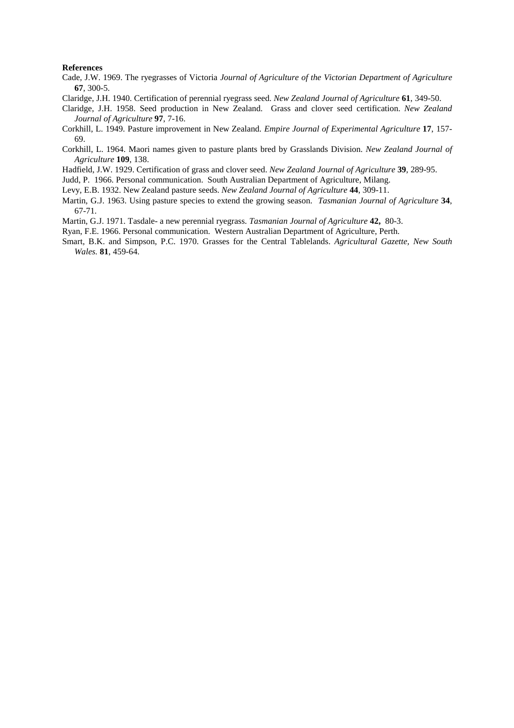**References**

Cade, J.W. 1969. The ryegrasses of Victoria *Journal of Agriculture of the Victorian Department of Agriculture* **67**, 300-5.

Claridge, J.H. 1940. Certification of perennial ryegrass seed. *New Zealand Journal of Agriculture* **61**, 349-50.

Claridge, J.H. 1958. Seed production in New Zealand. Grass and clover seed certification. *New Zealand Journal of Agriculture* **97**, 7-16.

Corkhill, L. 1949. Pasture improvement in New Zealand. *Empire Journal of Experimental Agriculture* **17**, 157-69.

Corkhill, L. 1964. Maori names given to pasture plants bred by Grasslands Division. *New Zealand Journal of Agriculture* **109**, 138.

Hadfield, J.W. 1929. Certification of grass and clover seed. *New Zealand Journal of Agriculture* **39**, 289-95.

Judd, P. 1966. Personal communication. South Australian Department of Agriculture, Milang.

Levy, E.B. 1932. New Zealand pasture seeds. *New Zealand Journal of Agriculture* **44**, 309-11.

Martin, G.J. 1963. Using pasture species to extend the growing season. *Tasmanian Journal of Agriculture* **34**, 67-71.

Martin, G.J. 1971. Tasdale- a new perennial ryegrass. *Tasmanian Journal of Agriculture* **42,** 80-3.

Ryan, F.E. 1966. Personal communication. Western Australian Department of Agriculture, Perth.

Smart, B.K. and Simpson, P.C. 1970. Grasses for the Central Tablelands. *Agricultural Gazette, New South Wales.* **81**, 459-64.